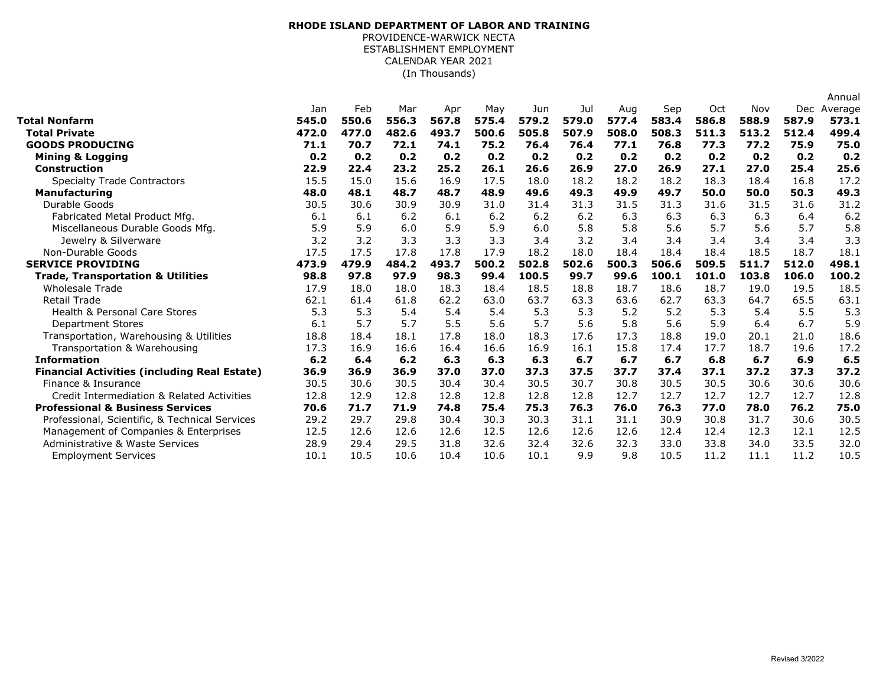**RHODE ISLAND DEPARTMENT OF LABOR AND TRAINING**
PROVIDENCE-WARWICK NECTA
ESTABLISHMENT EMPLOYMENT
CALENDAR YEAR 2021
(In Thousands)

| | Jan | Feb | Mar | Apr | May | Jun | Jul | Aug | Sep | Oct | Nov | Dec | Annual Average |
|---|---|---|---|---|---|---|---|---|---|---|---|---|---|
| **Total Nonfarm** | **545.0** | **550.6** | **556.3** | **567.8** | **575.4** | **579.2** | **579.0** | **577.4** | **583.4** | **586.8** | **588.9** | **587.9** | **573.1** |
| **Total Private** | **472.0** | **477.0** | **482.6** | **493.7** | **500.6** | **505.8** | **507.9** | **508.0** | **508.3** | **511.3** | **513.2** | **512.4** | **499.4** |
| **GOODS PRODUCING** | **71.1** | **70.7** | **72.1** | **74.1** | **75.2** | **76.4** | **76.4** | **77.1** | **76.8** | **77.3** | **77.2** | **75.9** | **75.0** |
| **Mining & Logging** | **0.2** | **0.2** | **0.2** | **0.2** | **0.2** | **0.2** | **0.2** | **0.2** | **0.2** | **0.2** | **0.2** | **0.2** | **0.2** |
| **Construction** | **22.9** | **22.4** | **23.2** | **25.2** | **26.1** | **26.6** | **26.9** | **27.0** | **26.9** | **27.1** | **27.0** | **25.4** | **25.6** |
| Specialty Trade Contractors | 15.5 | 15.0 | 15.6 | 16.9 | 17.5 | 18.0 | 18.2 | 18.2 | 18.2 | 18.3 | 18.4 | 16.8 | 17.2 |
| **Manufacturing** | **48.0** | **48.1** | **48.7** | **48.7** | **48.9** | **49.6** | **49.3** | **49.9** | **49.7** | **50.0** | **50.0** | **50.3** | **49.3** |
| Durable Goods | 30.5 | 30.6 | 30.9 | 30.9 | 31.0 | 31.4 | 31.3 | 31.5 | 31.3 | 31.6 | 31.5 | 31.6 | 31.2 |
| Fabricated Metal Product Mfg. | 6.1 | 6.1 | 6.2 | 6.1 | 6.2 | 6.2 | 6.2 | 6.3 | 6.3 | 6.3 | 6.3 | 6.4 | 6.2 |
| Miscellaneous Durable Goods Mfg. | 5.9 | 5.9 | 6.0 | 5.9 | 5.9 | 6.0 | 5.8 | 5.8 | 5.6 | 5.7 | 5.6 | 5.7 | 5.8 |
| Jewelry & Silverware | 3.2 | 3.2 | 3.3 | 3.3 | 3.3 | 3.4 | 3.2 | 3.4 | 3.4 | 3.4 | 3.4 | 3.4 | 3.3 |
| Non-Durable Goods | 17.5 | 17.5 | 17.8 | 17.8 | 17.9 | 18.2 | 18.0 | 18.4 | 18.4 | 18.4 | 18.5 | 18.7 | 18.1 |
| **SERVICE PROVIDING** | **473.9** | **479.9** | **484.2** | **493.7** | **500.2** | **502.8** | **502.6** | **500.3** | **506.6** | **509.5** | **511.7** | **512.0** | **498.1** |
| **Trade, Transportation & Utilities** | **98.8** | **97.8** | **97.9** | **98.3** | **99.4** | **100.5** | **99.7** | **99.6** | **100.1** | **101.0** | **103.8** | **106.0** | **100.2** |
| Wholesale Trade | 17.9 | 18.0 | 18.0 | 18.3 | 18.4 | 18.5 | 18.8 | 18.7 | 18.6 | 18.7 | 19.0 | 19.5 | 18.5 |
| Retail Trade | 62.1 | 61.4 | 61.8 | 62.2 | 63.0 | 63.7 | 63.3 | 63.6 | 62.7 | 63.3 | 64.7 | 65.5 | 63.1 |
| Health & Personal Care Stores | 5.3 | 5.3 | 5.4 | 5.4 | 5.4 | 5.3 | 5.3 | 5.2 | 5.2 | 5.3 | 5.4 | 5.5 | 5.3 |
| Department Stores | 6.1 | 5.7 | 5.7 | 5.5 | 5.6 | 5.7 | 5.6 | 5.8 | 5.6 | 5.9 | 6.4 | 6.7 | 5.9 |
| Transportation, Warehousing & Utilities | 18.8 | 18.4 | 18.1 | 17.8 | 18.0 | 18.3 | 17.6 | 17.3 | 18.8 | 19.0 | 20.1 | 21.0 | 18.6 |
| Transportation & Warehousing | 17.3 | 16.9 | 16.6 | 16.4 | 16.6 | 16.9 | 16.1 | 15.8 | 17.4 | 17.7 | 18.7 | 19.6 | 17.2 |
| **Information** | **6.2** | **6.4** | **6.2** | **6.3** | **6.3** | **6.3** | **6.7** | **6.7** | **6.7** | **6.8** | **6.7** | **6.9** | **6.5** |
| **Financial Activities (including Real Estate)** | **36.9** | **36.9** | **36.9** | **37.0** | **37.0** | **37.3** | **37.5** | **37.7** | **37.4** | **37.1** | **37.2** | **37.3** | **37.2** |
| Finance & Insurance | 30.5 | 30.6 | 30.5 | 30.4 | 30.4 | 30.5 | 30.7 | 30.8 | 30.5 | 30.5 | 30.6 | 30.6 | 30.6 |
| Credit Intermediation & Related Activities | 12.8 | 12.9 | 12.8 | 12.8 | 12.8 | 12.8 | 12.8 | 12.7 | 12.7 | 12.7 | 12.7 | 12.7 | 12.8 |
| **Professional & Business Services** | **70.6** | **71.7** | **71.9** | **74.8** | **75.4** | **75.3** | **76.3** | **76.0** | **76.3** | **77.0** | **78.0** | **76.2** | **75.0** |
| Professional, Scientific, & Technical Services | 29.2 | 29.7 | 29.8 | 30.4 | 30.3 | 30.3 | 31.1 | 31.1 | 30.9 | 30.8 | 31.7 | 30.6 | 30.5 |
| Management of Companies & Enterprises | 12.5 | 12.6 | 12.6 | 12.6 | 12.5 | 12.6 | 12.6 | 12.6 | 12.4 | 12.4 | 12.3 | 12.1 | 12.5 |
| Administrative & Waste Services | 28.9 | 29.4 | 29.5 | 31.8 | 32.6 | 32.4 | 32.6 | 32.3 | 33.0 | 33.8 | 34.0 | 33.5 | 32.0 |
| Employment Services | 10.1 | 10.5 | 10.6 | 10.4 | 10.6 | 10.1 | 9.9 | 9.8 | 10.5 | 11.2 | 11.1 | 11.2 | 10.5 |

Revised 3/2022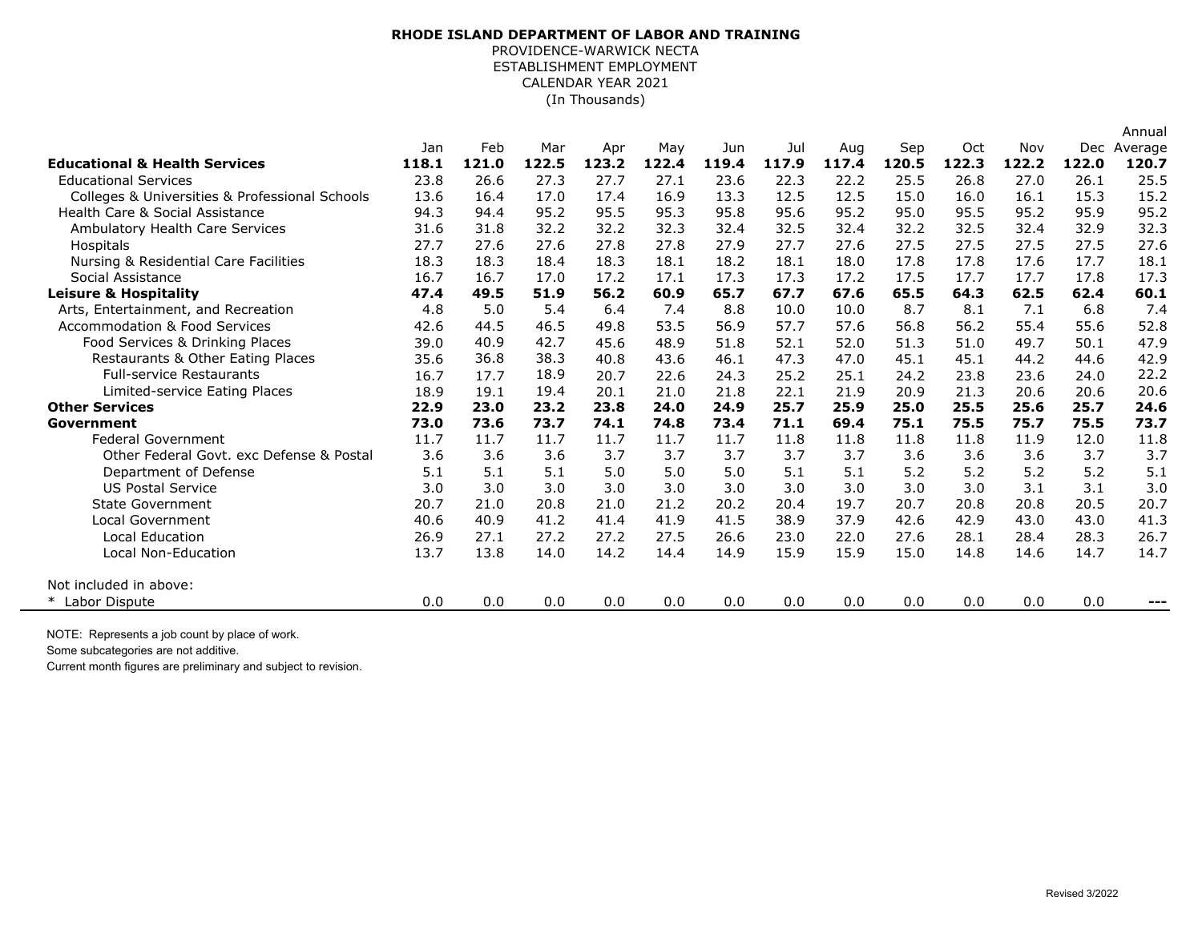**RHODE ISLAND DEPARTMENT OF LABOR AND TRAINING**
PROVIDENCE-WARWICK NECTA
ESTABLISHMENT EMPLOYMENT
CALENDAR YEAR 2021
(In Thousands)

| | Jan | Feb | Mar | Apr | May | Jun | Jul | Aug | Sep | Oct | Nov | Dec | Annual Average |
|---|---|---|---|---|---|---|---|---|---|---|---|---|---|
| **Educational & Health Services** | **118.1** | **121.0** | **122.5** | **123.2** | **122.4** | **119.4** | **117.9** | **117.4** | **120.5** | **122.3** | **122.2** | **122.0** | **120.7** |
| Educational Services | 23.8 | 26.6 | 27.3 | 27.7 | 27.1 | 23.6 | 22.3 | 22.2 | 25.5 | 26.8 | 27.0 | 26.1 | 25.5 |
| Colleges & Universities & Professional Schools | 13.6 | 16.4 | 17.0 | 17.4 | 16.9 | 13.3 | 12.5 | 12.5 | 15.0 | 16.0 | 16.1 | 15.3 | 15.2 |
| Health Care & Social Assistance | 94.3 | 94.4 | 95.2 | 95.5 | 95.3 | 95.8 | 95.6 | 95.2 | 95.0 | 95.5 | 95.2 | 95.9 | 95.2 |
| Ambulatory Health Care Services | 31.6 | 31.8 | 32.2 | 32.2 | 32.3 | 32.4 | 32.5 | 32.4 | 32.2 | 32.5 | 32.4 | 32.9 | 32.3 |
| Hospitals | 27.7 | 27.6 | 27.6 | 27.8 | 27.8 | 27.9 | 27.7 | 27.6 | 27.5 | 27.5 | 27.5 | 27.5 | 27.6 |
| Nursing & Residential Care Facilities | 18.3 | 18.3 | 18.4 | 18.3 | 18.1 | 18.2 | 18.1 | 18.0 | 17.8 | 17.8 | 17.6 | 17.7 | 18.1 |
| Social Assistance | 16.7 | 16.7 | 17.0 | 17.2 | 17.1 | 17.3 | 17.3 | 17.2 | 17.5 | 17.7 | 17.7 | 17.8 | 17.3 |
| **Leisure & Hospitality** | **47.4** | **49.5** | **51.9** | **56.2** | **60.9** | **65.7** | **67.7** | **67.6** | **65.5** | **64.3** | **62.5** | **62.4** | **60.1** |
| Arts, Entertainment, and Recreation | 4.8 | 5.0 | 5.4 | 6.4 | 7.4 | 8.8 | 10.0 | 10.0 | 8.7 | 8.1 | 7.1 | 6.8 | 7.4 |
| Accommodation & Food Services | 42.6 | 44.5 | 46.5 | 49.8 | 53.5 | 56.9 | 57.7 | 57.6 | 56.8 | 56.2 | 55.4 | 55.6 | 52.8 |
| Food Services & Drinking Places | 39.0 | 40.9 | 42.7 | 45.6 | 48.9 | 51.8 | 52.1 | 52.0 | 51.3 | 51.0 | 49.7 | 50.1 | 47.9 |
| Restaurants & Other Eating Places | 35.6 | 36.8 | 38.3 | 40.8 | 43.6 | 46.1 | 47.3 | 47.0 | 45.1 | 45.1 | 44.2 | 44.6 | 42.9 |
| Full-service Restaurants | 16.7 | 17.7 | 18.9 | 20.7 | 22.6 | 24.3 | 25.2 | 25.1 | 24.2 | 23.8 | 23.6 | 24.0 | 22.2 |
| Limited-service Eating Places | 18.9 | 19.1 | 19.4 | 20.1 | 21.0 | 21.8 | 22.1 | 21.9 | 20.9 | 21.3 | 20.6 | 20.6 | 20.6 |
| **Other Services** | **22.9** | **23.0** | **23.2** | **23.8** | **24.0** | **24.9** | **25.7** | **25.9** | **25.0** | **25.5** | **25.6** | **25.7** | **24.6** |
| **Government** | **73.0** | **73.6** | **73.7** | **74.1** | **74.8** | **73.4** | **71.1** | **69.4** | **75.1** | **75.5** | **75.7** | **75.5** | **73.7** |
| Federal Government | 11.7 | 11.7 | 11.7 | 11.7 | 11.7 | 11.7 | 11.8 | 11.8 | 11.8 | 11.8 | 11.9 | 12.0 | 11.8 |
| Other Federal Govt. exc Defense & Postal | 3.6 | 3.6 | 3.6 | 3.7 | 3.7 | 3.7 | 3.7 | 3.7 | 3.6 | 3.6 | 3.6 | 3.7 | 3.7 |
| Department of Defense | 5.1 | 5.1 | 5.1 | 5.0 | 5.0 | 5.0 | 5.1 | 5.1 | 5.2 | 5.2 | 5.2 | 5.2 | 5.1 |
| US Postal Service | 3.0 | 3.0 | 3.0 | 3.0 | 3.0 | 3.0 | 3.0 | 3.0 | 3.0 | 3.0 | 3.1 | 3.1 | 3.0 |
| State Government | 20.7 | 21.0 | 20.8 | 21.0 | 21.2 | 20.2 | 20.4 | 19.7 | 20.7 | 20.8 | 20.8 | 20.5 | 20.7 |
| Local Government | 40.6 | 40.9 | 41.2 | 41.4 | 41.9 | 41.5 | 38.9 | 37.9 | 42.6 | 42.9 | 43.0 | 43.0 | 41.3 |
| Local Education | 26.9 | 27.1 | 27.2 | 27.2 | 27.5 | 26.6 | 23.0 | 22.0 | 27.6 | 28.1 | 28.4 | 28.3 | 26.7 |
| Local Non-Education | 13.7 | 13.8 | 14.0 | 14.2 | 14.4 | 14.9 | 15.9 | 15.9 | 15.0 | 14.8 | 14.6 | 14.7 | 14.7 |
| Not included in above: | | | | | | | | | | | | | |
| * Labor Dispute | 0.0 | 0.0 | 0.0 | 0.0 | 0.0 | 0.0 | 0.0 | 0.0 | 0.0 | 0.0 | 0.0 | 0.0 | --- |

NOTE: Represents a job count by place of work.
Some subcategories are not additive.
Current month figures are preliminary and subject to revision.

Revised 3/2022